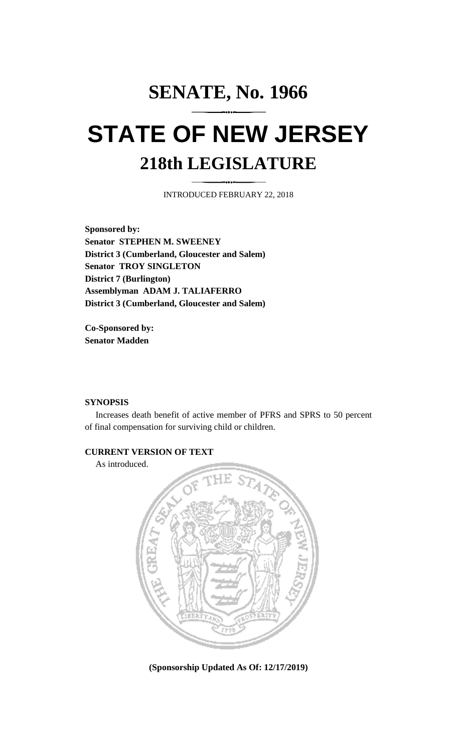# SENATE, No. 1966

# STATE OF NEW JERSEY

## 218th LEGISLATURE

INTRODUCED FEBRUARY 22, 2018

**Sponsored by:**
**Senator STEPHEN M. SWEENEY**
**District 3 (Cumberland, Gloucester and Salem)**
**Senator TROY SINGLETON**
**District 7 (Burlington)**
**Assemblyman ADAM J. TALIAFERRO**
**District 3 (Cumberland, Gloucester and Salem)**

**Co-Sponsored by:**
**Senator Madden**

**SYNOPSIS**

Increases death benefit of active member of PFRS and SPRS to 50 percent of final compensation for surviving child or children.

**CURRENT VERSION OF TEXT**

As introduced.

**(Sponsorship Updated As Of: 12/17/2019)**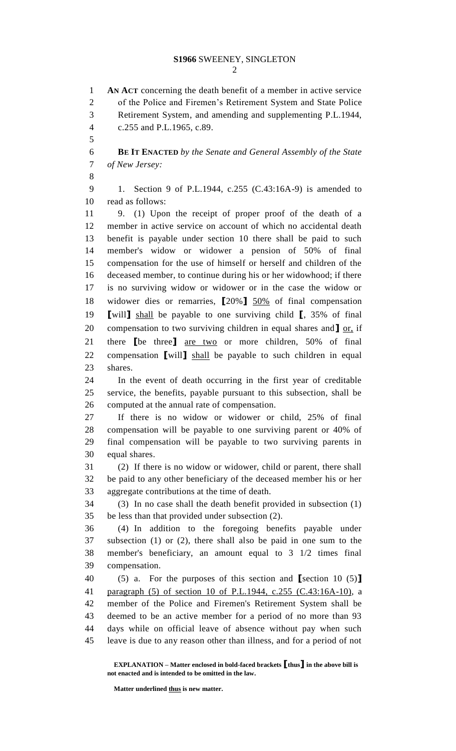**AN ACT** concerning the death benefit of a member in active service of the Police and Firemen's Retirement System and State Police Retirement System, and amending and supplementing P.L.1944, c.255 and P.L.1965, c.89.

**BE IT ENACTED** *by the Senate and General Assembly of the State of New Jersey:*

1. Section 9 of P.L.1944, c.255 (C.43:16A-9) is amended to read as follows:

9. (1) Upon the receipt of proper proof of the death of a member in active service on account of which no accidental death benefit is payable under section 10 there shall be paid to such member's widow or widower a pension of 50% of final compensation for the use of himself or herself and children of the deceased member, to continue during his or her widowhood; if there is no surviving widow or widower or in the case the widow or widower dies or remarries, **[**20%**]** <u>50%</u> of final compensation **[**will**]** <u>shall</u> be payable to one surviving child **[**, 35% of final compensation to two surviving children in equal shares and**]** <u>or,</u> if there **[**be three**]** <u>are two</u> or more children, 50% of final compensation **[**will**]** <u>shall</u> be payable to such children in equal shares.

In the event of death occurring in the first year of creditable service, the benefits, payable pursuant to this subsection, shall be computed at the annual rate of compensation.

If there is no widow or widower or child, 25% of final compensation will be payable to one surviving parent or 40% of final compensation will be payable to two surviving parents in equal shares.

(2) If there is no widow or widower, child or parent, there shall be paid to any other beneficiary of the deceased member his or her aggregate contributions at the time of death.

(3) In no case shall the death benefit provided in subsection (1) be less than that provided under subsection (2).

(4) In addition to the foregoing benefits payable under subsection (1) or (2), there shall also be paid in one sum to the member's beneficiary, an amount equal to 3 1/2 times final compensation.

(5) a. For the purposes of this section and **[**section 10 (5)**]** <u>paragraph (5) of section 10 of P.L.1944, c.255 (C.43:16A-10)</u>, a member of the Police and Firemen's Retirement System shall be deemed to be an active member for a period of no more than 93 days while on official leave of absence without pay when such leave is due to any reason other than illness, and for a period of not

**EXPLANATION – Matter enclosed in bold-faced brackets [thus] in the above bill is not enacted and is intended to be omitted in the law.**

**Matter underlined <u>thus</u> is new matter.**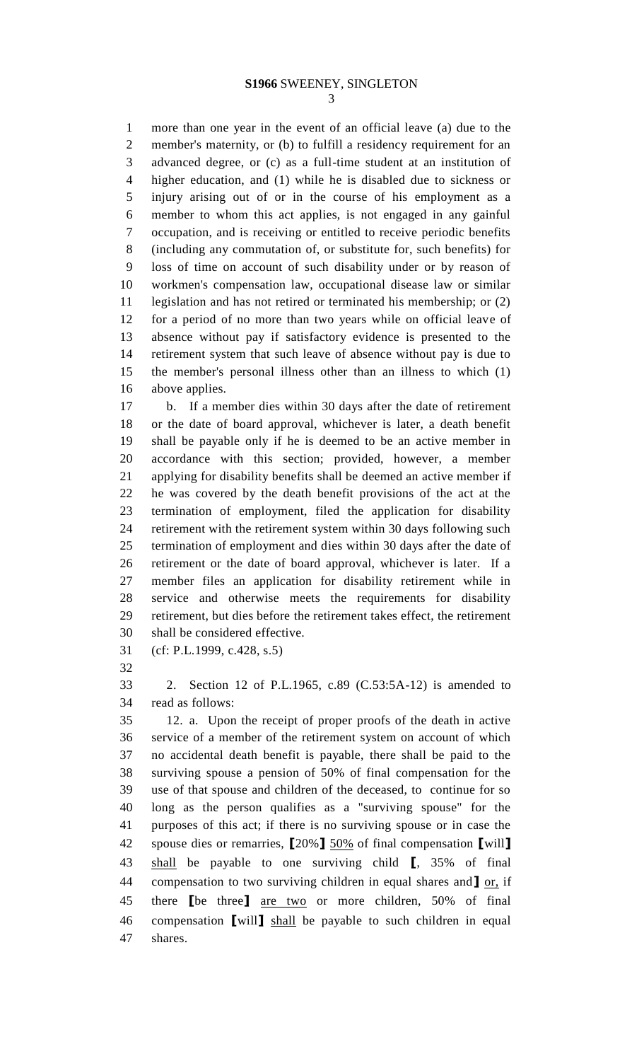more than one year in the event of an official leave (a) due to the member's maternity, or (b) to fulfill a residency requirement for an advanced degree, or (c) as a full-time student at an institution of higher education, and (1) while he is disabled due to sickness or injury arising out of or in the course of his employment as a member to whom this act applies, is not engaged in any gainful occupation, and is receiving or entitled to receive periodic benefits (including any commutation of, or substitute for, such benefits) for loss of time on account of such disability under or by reason of workmen's compensation law, occupational disease law or similar legislation and has not retired or terminated his membership; or (2) for a period of no more than two years while on official leave of absence without pay if satisfactory evidence is presented to the retirement system that such leave of absence without pay is due to the member's personal illness other than an illness to which (1) above applies.

b. If a member dies within 30 days after the date of retirement or the date of board approval, whichever is later, a death benefit shall be payable only if he is deemed to be an active member in accordance with this section; provided, however, a member applying for disability benefits shall be deemed an active member if he was covered by the death benefit provisions of the act at the termination of employment, filed the application for disability retirement with the retirement system within 30 days following such termination of employment and dies within 30 days after the date of retirement or the date of board approval, whichever is later. If a member files an application for disability retirement while in service and otherwise meets the requirements for disability retirement, but dies before the retirement takes effect, the retirement shall be considered effective.

(cf: P.L.1999, c.428, s.5)

2. Section 12 of P.L.1965, c.89 (C.53:5A-12) is amended to read as follows:

12. a. Upon the receipt of proper proofs of the death in active service of a member of the retirement system on account of which no accidental death benefit is payable, there shall be paid to the surviving spouse a pension of 50% of final compensation for the use of that spouse and children of the deceased, to continue for so long as the person qualifies as a "surviving spouse" for the purposes of this act; if there is no surviving spouse or in case the spouse dies or remarries, [20%] <u>50%</u> of final compensation [will] <u>shall</u> be payable to one surviving child [, 35% of final compensation to two surviving children in equal shares and] <u>or,</u> if there [be three] <u>are two</u> or more children, 50% of final compensation [will] <u>shall</u> be payable to such children in equal shares.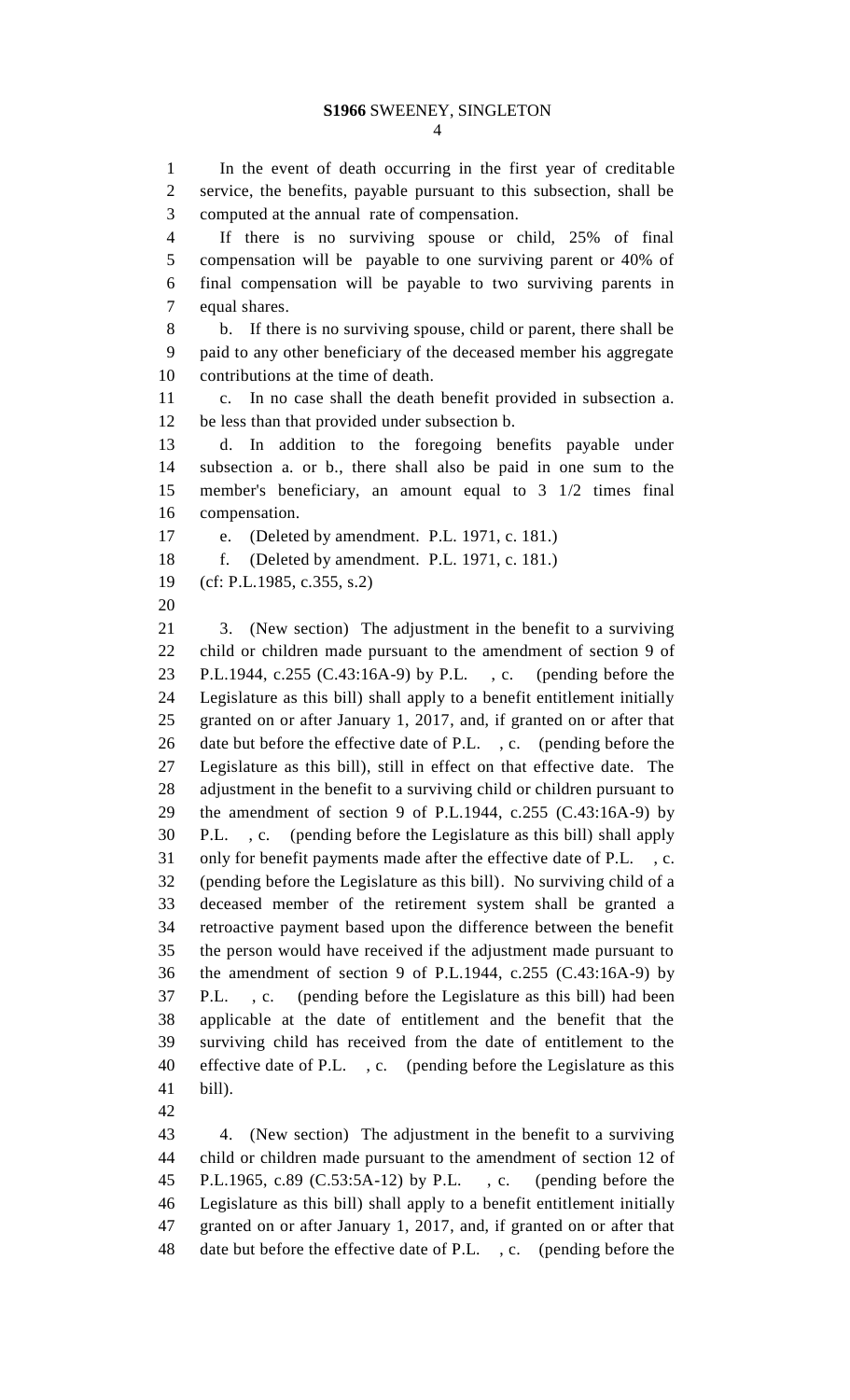In the event of death occurring in the first year of creditable service, the benefits, payable pursuant to this subsection, shall be computed at the annual rate of compensation.

If there is no surviving spouse or child, 25% of final compensation will be payable to one surviving parent or 40% of final compensation will be payable to two surviving parents in equal shares.

b. If there is no surviving spouse, child or parent, there shall be paid to any other beneficiary of the deceased member his aggregate contributions at the time of death.

c. In no case shall the death benefit provided in subsection a. be less than that provided under subsection b.

d. In addition to the foregoing benefits payable under subsection a. or b., there shall also be paid in one sum to the member's beneficiary, an amount equal to 3 1/2 times final compensation.

e. (Deleted by amendment. P.L. 1971, c. 181.)

f. (Deleted by amendment. P.L. 1971, c. 181.)

(cf: P.L.1985, c.355, s.2)

3. (New section) The adjustment in the benefit to a surviving child or children made pursuant to the amendment of section 9 of P.L.1944, c.255 (C.43:16A-9) by P.L. , c. (pending before the Legislature as this bill) shall apply to a benefit entitlement initially granted on or after January 1, 2017, and, if granted on or after that date but before the effective date of P.L. , c. (pending before the Legislature as this bill), still in effect on that effective date. The adjustment in the benefit to a surviving child or children pursuant to the amendment of section 9 of P.L.1944, c.255 (C.43:16A-9) by P.L. , c. (pending before the Legislature as this bill) shall apply only for benefit payments made after the effective date of P.L. , c. (pending before the Legislature as this bill). No surviving child of a deceased member of the retirement system shall be granted a retroactive payment based upon the difference between the benefit the person would have received if the adjustment made pursuant to the amendment of section 9 of P.L.1944, c.255 (C.43:16A-9) by P.L. , c. (pending before the Legislature as this bill) had been applicable at the date of entitlement and the benefit that the surviving child has received from the date of entitlement to the effective date of P.L. , c. (pending before the Legislature as this bill).

4. (New section) The adjustment in the benefit to a surviving child or children made pursuant to the amendment of section 12 of P.L.1965, c.89 (C.53:5A-12) by P.L. , c. (pending before the Legislature as this bill) shall apply to a benefit entitlement initially granted on or after January 1, 2017, and, if granted on or after that date but before the effective date of P.L. , c. (pending before the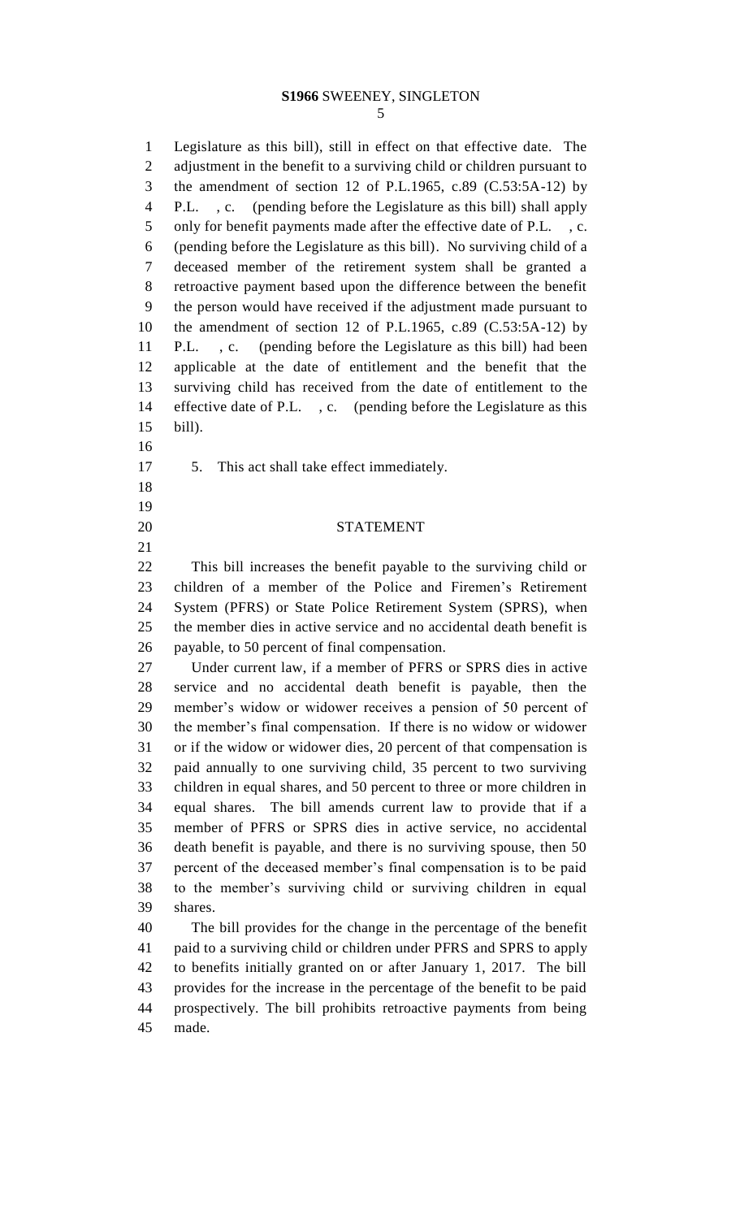Legislature as this bill), still in effect on that effective date. The adjustment in the benefit to a surviving child or children pursuant to the amendment of section 12 of P.L.1965, c.89 (C.53:5A-12) by P.L. , c. (pending before the Legislature as this bill) shall apply only for benefit payments made after the effective date of P.L. , c. (pending before the Legislature as this bill). No surviving child of a deceased member of the retirement system shall be granted a retroactive payment based upon the difference between the benefit the person would have received if the adjustment made pursuant to the amendment of section 12 of P.L.1965, c.89 (C.53:5A-12) by P.L. , c. (pending before the Legislature as this bill) had been applicable at the date of entitlement and the benefit that the surviving child has received from the date of entitlement to the effective date of P.L. , c. (pending before the Legislature as this bill).

5. This act shall take effect immediately.

## STATEMENT

This bill increases the benefit payable to the surviving child or children of a member of the Police and Firemen's Retirement System (PFRS) or State Police Retirement System (SPRS), when the member dies in active service and no accidental death benefit is payable, to 50 percent of final compensation.

Under current law, if a member of PFRS or SPRS dies in active service and no accidental death benefit is payable, then the member's widow or widower receives a pension of 50 percent of the member's final compensation. If there is no widow or widower or if the widow or widower dies, 20 percent of that compensation is paid annually to one surviving child, 35 percent to two surviving children in equal shares, and 50 percent to three or more children in equal shares. The bill amends current law to provide that if a member of PFRS or SPRS dies in active service, no accidental death benefit is payable, and there is no surviving spouse, then 50 percent of the deceased member's final compensation is to be paid to the member's surviving child or surviving children in equal shares.

The bill provides for the change in the percentage of the benefit paid to a surviving child or children under PFRS and SPRS to apply to benefits initially granted on or after January 1, 2017. The bill provides for the increase in the percentage of the benefit to be paid prospectively. The bill prohibits retroactive payments from being made.